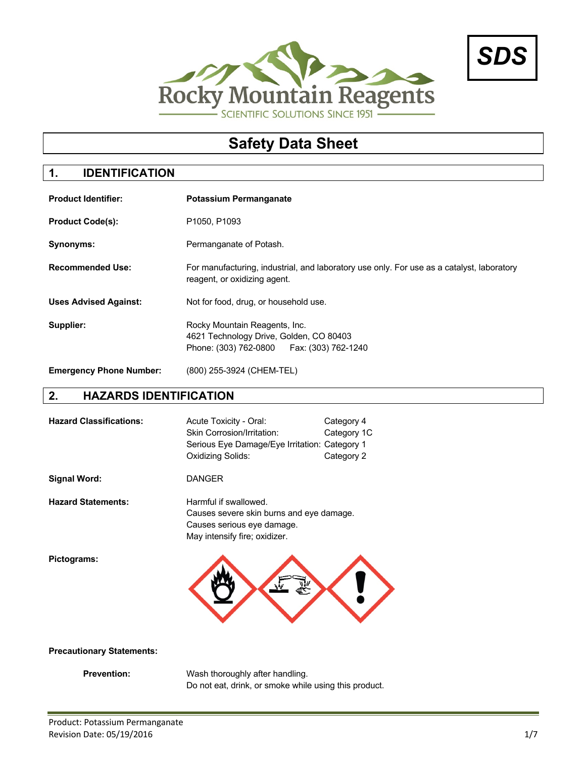Rocky Mountain Reagents

SCIENTIFIC SOLUTIONS SINCE 1951

**SDS**

# Safety Data Sheet

## 1. IDENTIFICATION

**Product Identifier:** **Potassium Permanganate**

**Product Code(s):** P1050, P1093

**Synonyms:** Permanganate of Potash.

**Recommended Use:** For manufacturing, industrial, and laboratory use only. For use as a catalyst, laboratory reagent, or oxidizing agent.

**Uses Advised Against:** Not for food, drug, or household use.

**Supplier:** Rocky Mountain Reagents, Inc.
4621 Technology Drive, Golden, CO 80403
Phone: (303) 762-0800 Fax: (303) 762-1240

**Emergency Phone Number:** (800) 255-3924 (CHEM-TEL)

## 2. HAZARDS IDENTIFICATION

**Hazard Classifications:**

| | |
|---|---|
| Acute Toxicity - Oral: | Category 4 |
| Skin Corrosion/Irritation: | Category 1C |
| Serious Eye Damage/Eye Irritation: | Category 1 |
| Oxidizing Solids: | Category 2 |

**Signal Word:** DANGER

**Hazard Statements:**
Harmful if swallowed.
Causes severe skin burns and eye damage.
Causes serious eye damage.
May intensify fire; oxidizer.

**Pictograms:**

**Precautionary Statements:**

**Prevention:**
Wash thoroughly after handling.
Do not eat, drink, or smoke while using this product.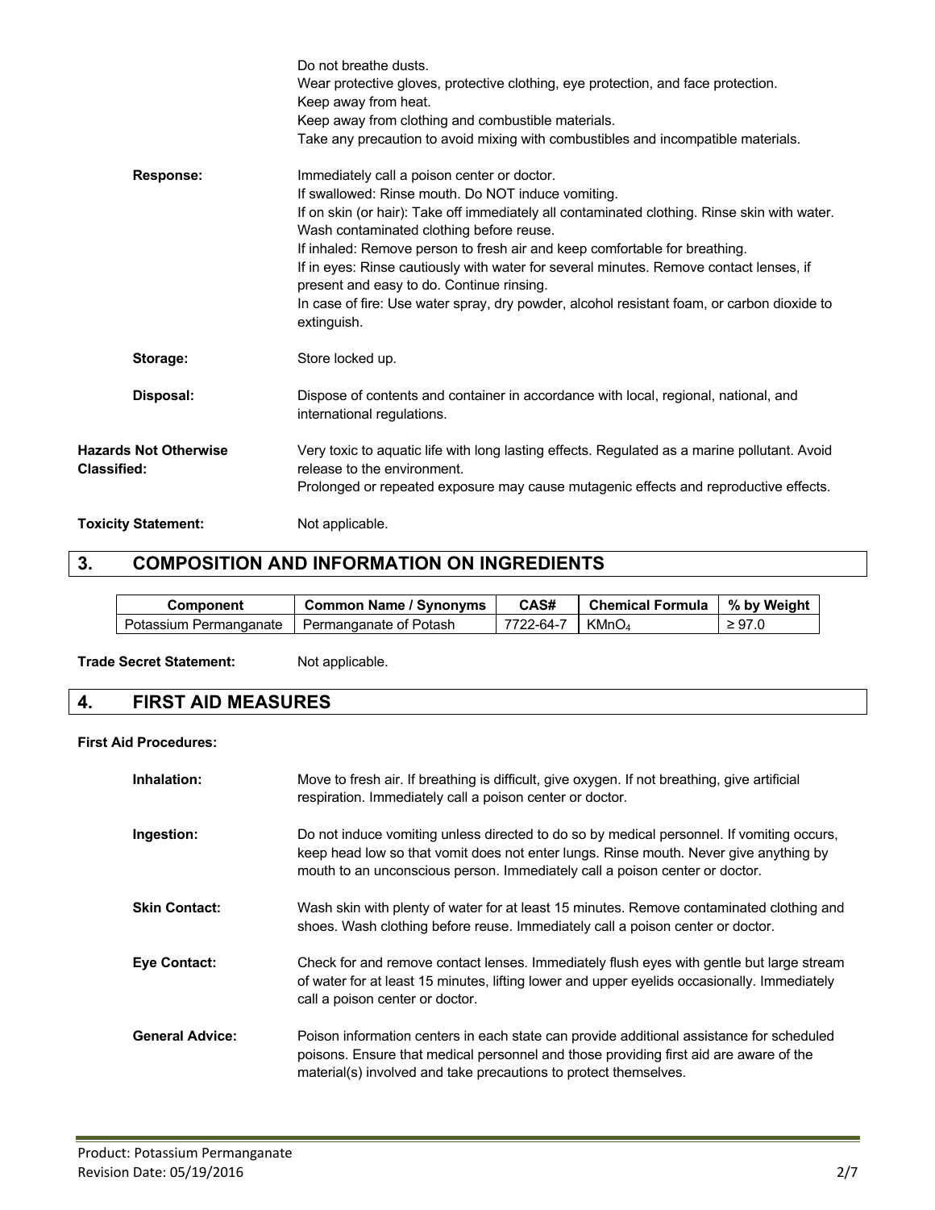Do not breathe dusts.
Wear protective gloves, protective clothing, eye protection, and face protection.
Keep away from heat.
Keep away from clothing and combustible materials.
Take any precaution to avoid mixing with combustibles and incompatible materials.

**Response:** Immediately call a poison center or doctor.
If swallowed: Rinse mouth. Do NOT induce vomiting.
If on skin (or hair): Take off immediately all contaminated clothing. Rinse skin with water. Wash contaminated clothing before reuse.
If inhaled: Remove person to fresh air and keep comfortable for breathing.
If in eyes: Rinse cautiously with water for several minutes. Remove contact lenses, if present and easy to do. Continue rinsing.
In case of fire: Use water spray, dry powder, alcohol resistant foam, or carbon dioxide to extinguish.

**Storage:** Store locked up.

**Disposal:** Dispose of contents and container in accordance with local, regional, national, and international regulations.

**Hazards Not Otherwise Classified:** Very toxic to aquatic life with long lasting effects. Regulated as a marine pollutant. Avoid release to the environment.
Prolonged or repeated exposure may cause mutagenic effects and reproductive effects.

**Toxicity Statement:** Not applicable.

## 3. COMPOSITION AND INFORMATION ON INGREDIENTS

| Component | Common Name / Synonyms | CAS# | Chemical Formula | % by Weight |
|---|---|---|---|---|
| Potassium Permanganate | Permanganate of Potash | 7722-64-7 | $KMnO_4$ | ≥ 97.0 |

**Trade Secret Statement:** Not applicable.

## 4. FIRST AID MEASURES

**First Aid Procedures:**

**Inhalation:** Move to fresh air. If breathing is difficult, give oxygen. If not breathing, give artificial respiration. Immediately call a poison center or doctor.

**Ingestion:** Do not induce vomiting unless directed to do so by medical personnel. If vomiting occurs, keep head low so that vomit does not enter lungs. Rinse mouth. Never give anything by mouth to an unconscious person. Immediately call a poison center or doctor.

**Skin Contact:** Wash skin with plenty of water for at least 15 minutes. Remove contaminated clothing and shoes. Wash clothing before reuse. Immediately call a poison center or doctor.

**Eye Contact:** Check for and remove contact lenses. Immediately flush eyes with gentle but large stream of water for at least 15 minutes, lifting lower and upper eyelids occasionally. Immediately call a poison center or doctor.

**General Advice:** Poison information centers in each state can provide additional assistance for scheduled poisons. Ensure that medical personnel and those providing first aid are aware of the material(s) involved and take precautions to protect themselves.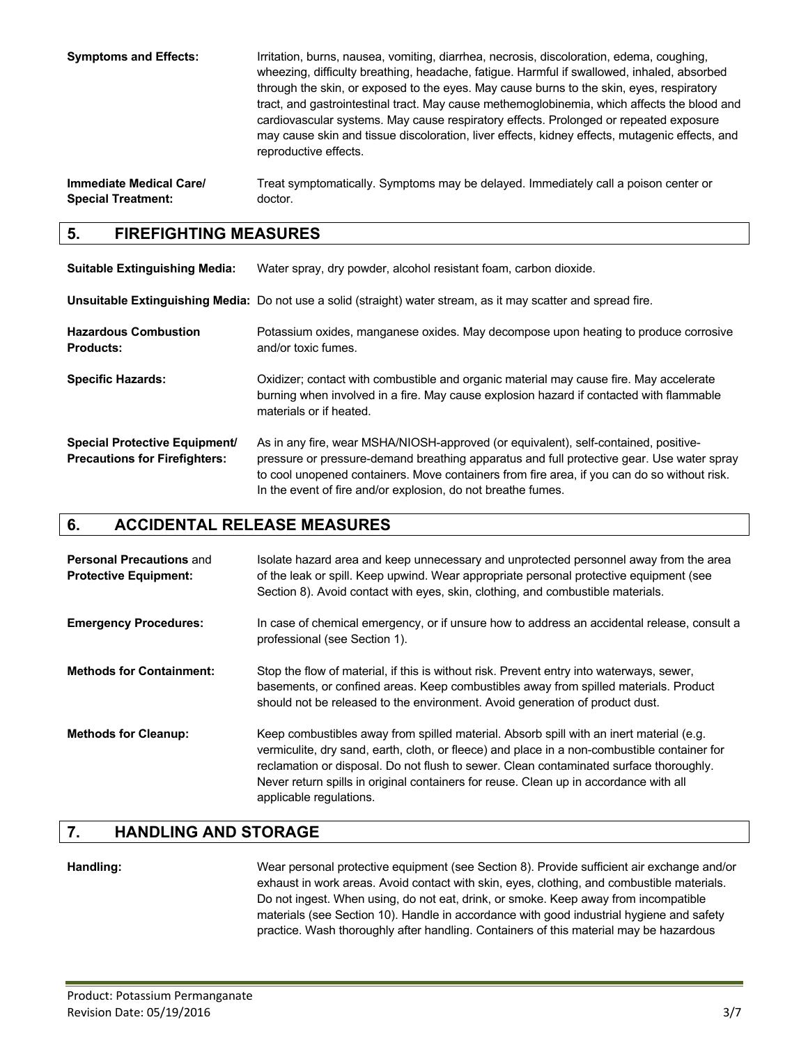**Symptoms and Effects:** Irritation, burns, nausea, vomiting, diarrhea, necrosis, discoloration, edema, coughing, wheezing, difficulty breathing, headache, fatigue. Harmful if swallowed, inhaled, absorbed through the skin, or exposed to the eyes. May cause burns to the skin, eyes, respiratory tract, and gastrointestinal tract. May cause methemoglobinemia, which affects the blood and cardiovascular systems. May cause respiratory effects. Prolonged or repeated exposure may cause skin and tissue discoloration, liver effects, kidney effects, mutagenic effects, and reproductive effects.

**Immediate Medical Care/ Special Treatment:** Treat symptomatically. Symptoms may be delayed. Immediately call a poison center or doctor.

## 5. FIREFIGHTING MEASURES

**Suitable Extinguishing Media:** Water spray, dry powder, alcohol resistant foam, carbon dioxide.

**Unsuitable Extinguishing Media:** Do not use a solid (straight) water stream, as it may scatter and spread fire.

**Hazardous Combustion Products:** Potassium oxides, manganese oxides. May decompose upon heating to produce corrosive and/or toxic fumes.

**Specific Hazards:** Oxidizer; contact with combustible and organic material may cause fire. May accelerate burning when involved in a fire. May cause explosion hazard if contacted with flammable materials or if heated.

**Special Protective Equipment/ Precautions for Firefighters:** As in any fire, wear MSHA/NIOSH-approved (or equivalent), self-contained, positive-pressure or pressure-demand breathing apparatus and full protective gear. Use water spray to cool unopened containers. Move containers from fire area, if you can do so without risk. In the event of fire and/or explosion, do not breathe fumes.

## 6. ACCIDENTAL RELEASE MEASURES

**Personal Precautions and Protective Equipment:** Isolate hazard area and keep unnecessary and unprotected personnel away from the area of the leak or spill. Keep upwind. Wear appropriate personal protective equipment (see Section 8). Avoid contact with eyes, skin, clothing, and combustible materials.

**Emergency Procedures:** In case of chemical emergency, or if unsure how to address an accidental release, consult a professional (see Section 1).

**Methods for Containment:** Stop the flow of material, if this is without risk. Prevent entry into waterways, sewer, basements, or confined areas. Keep combustibles away from spilled materials. Product should not be released to the environment. Avoid generation of product dust.

**Methods for Cleanup:** Keep combustibles away from spilled material. Absorb spill with an inert material (e.g. vermiculite, dry sand, earth, cloth, or fleece) and place in a non-combustible container for reclamation or disposal. Do not flush to sewer. Clean contaminated surface thoroughly. Never return spills in original containers for reuse. Clean up in accordance with all applicable regulations.

## 7. HANDLING AND STORAGE

**Handling:** Wear personal protective equipment (see Section 8). Provide sufficient air exchange and/or exhaust in work areas. Avoid contact with skin, eyes, clothing, and combustible materials. Do not ingest. When using, do not eat, drink, or smoke. Keep away from incompatible materials (see Section 10). Handle in accordance with good industrial hygiene and safety practice. Wash thoroughly after handling. Containers of this material may be hazardous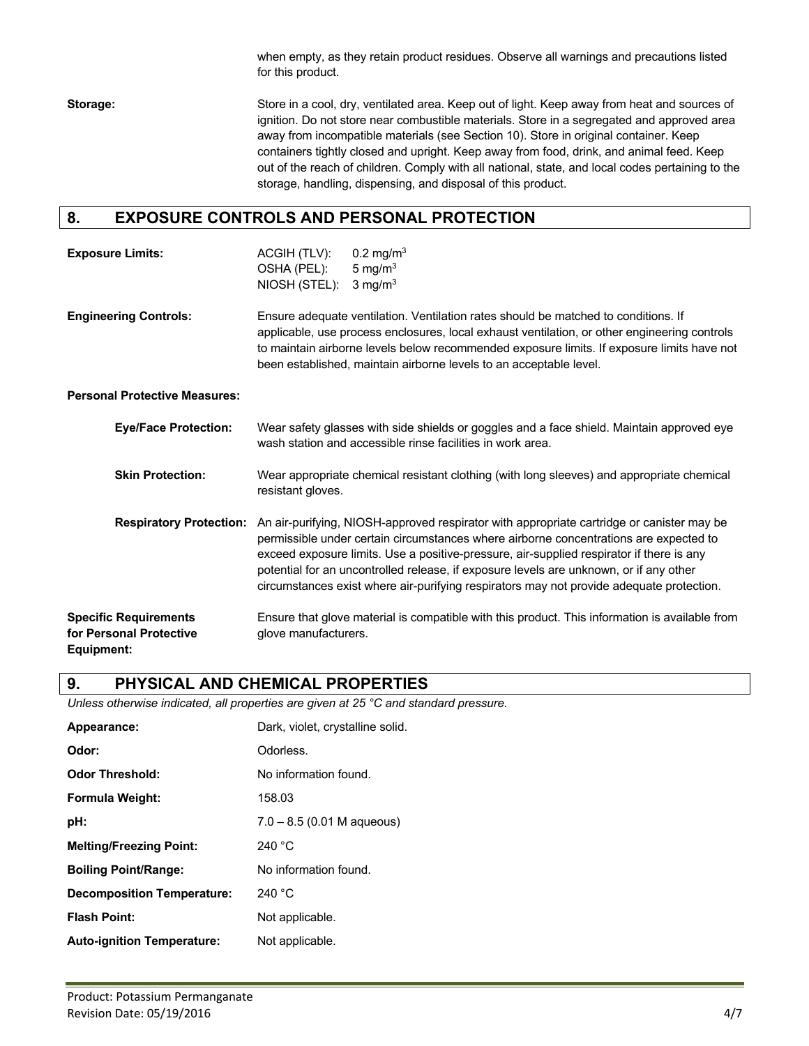when empty, as they retain product residues. Observe all warnings and precautions listed for this product.

**Storage:** Store in a cool, dry, ventilated area. Keep out of light. Keep away from heat and sources of ignition. Do not store near combustible materials. Store in a segregated and approved area away from incompatible materials (see Section 10). Store in original container. Keep containers tightly closed and upright. Keep away from food, drink, and animal feed. Keep out of the reach of children. Comply with all national, state, and local codes pertaining to the storage, handling, dispensing, and disposal of this product.

## 8. EXPOSURE CONTROLS AND PERSONAL PROTECTION

**Exposure Limits:**
ACGIH (TLV): 0.2 mg/m$^3$
OSHA (PEL): 5 mg/m$^3$
NIOSH (STEL): 3 mg/m$^3$

**Engineering Controls:** Ensure adequate ventilation. Ventilation rates should be matched to conditions. If applicable, use process enclosures, local exhaust ventilation, or other engineering controls to maintain airborne levels below recommended exposure limits. If exposure limits have not been established, maintain airborne levels to an acceptable level.

**Personal Protective Measures:**

**Eye/Face Protection:** Wear safety glasses with side shields or goggles and a face shield. Maintain approved eye wash station and accessible rinse facilities in work area.

**Skin Protection:** Wear appropriate chemical resistant clothing (with long sleeves) and appropriate chemical resistant gloves.

**Respiratory Protection:** An air-purifying, NIOSH-approved respirator with appropriate cartridge or canister may be permissible under certain circumstances where airborne concentrations are expected to exceed exposure limits. Use a positive-pressure, air-supplied respirator if there is any potential for an uncontrolled release, if exposure levels are unknown, or if any other circumstances exist where air-purifying respirators may not provide adequate protection.

**Specific Requirements for Personal Protective Equipment:** Ensure that glove material is compatible with this product. This information is available from glove manufacturers.

## 9. PHYSICAL AND CHEMICAL PROPERTIES

*Unless otherwise indicated, all properties are given at 25 °C and standard pressure.*

**Appearance:** Dark, violet, crystalline solid.

**Odor:** Odorless.

**Odor Threshold:** No information found.

**Formula Weight:** 158.03

**pH:** 7.0 – 8.5 (0.01 M aqueous)

**Melting/Freezing Point:** 240 °C

**Boiling Point/Range:** No information found.

**Decomposition Temperature:** 240 °C

**Flash Point:** Not applicable.

**Auto-ignition Temperature:** Not applicable.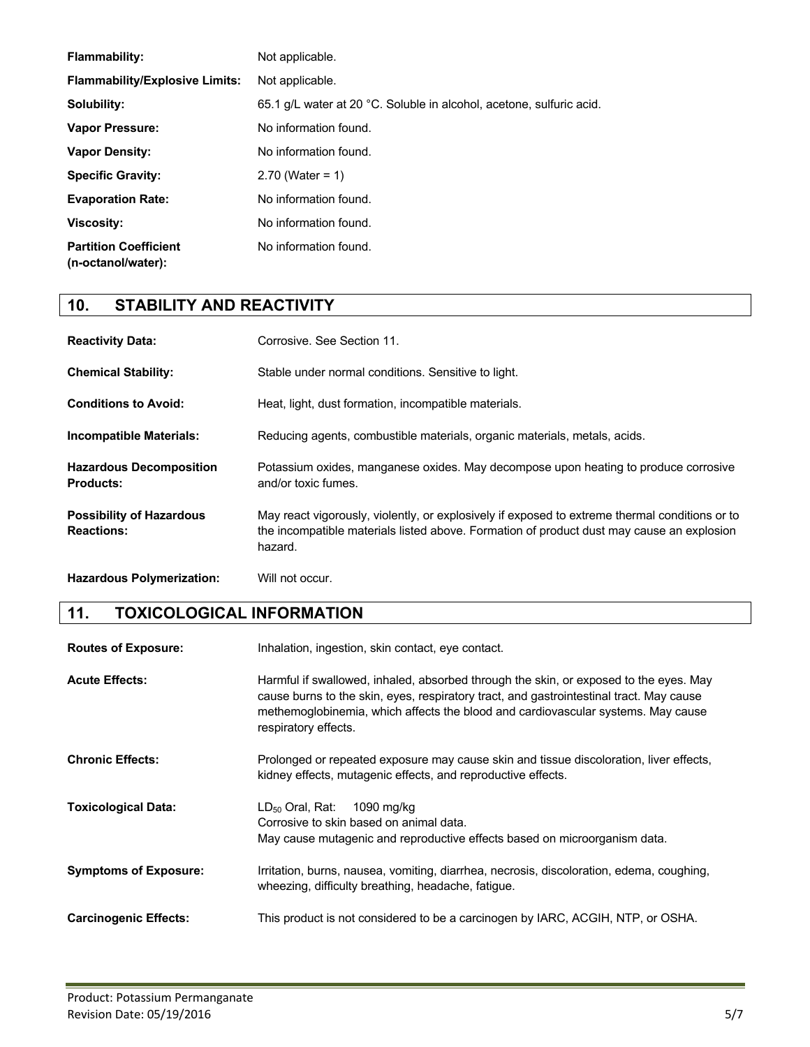| | |
|---|---|
| **Flammability:** | Not applicable. |
| **Flammability/Explosive Limits:** | Not applicable. |
| **Solubility:** | 65.1 g/L water at 20 °C. Soluble in alcohol, acetone, sulfuric acid. |
| **Vapor Pressure:** | No information found. |
| **Vapor Density:** | No information found. |
| **Specific Gravity:** | 2.70 (Water = 1) |
| **Evaporation Rate:** | No information found. |
| **Viscosity:** | No information found. |
| **Partition Coefficient (n-octanol/water):** | No information found. |

## 10. STABILITY AND REACTIVITY

| | |
|---|---|
| **Reactivity Data:** | Corrosive. See Section 11. |
| **Chemical Stability:** | Stable under normal conditions. Sensitive to light. |
| **Conditions to Avoid:** | Heat, light, dust formation, incompatible materials. |
| **Incompatible Materials:** | Reducing agents, combustible materials, organic materials, metals, acids. |
| **Hazardous Decomposition Products:** | Potassium oxides, manganese oxides. May decompose upon heating to produce corrosive and/or toxic fumes. |
| **Possibility of Hazardous Reactions:** | May react vigorously, violently, or explosively if exposed to extreme thermal conditions or to the incompatible materials listed above. Formation of product dust may cause an explosion hazard. |
| **Hazardous Polymerization:** | Will not occur. |

## 11. TOXICOLOGICAL INFORMATION

| | |
|---|---|
| **Routes of Exposure:** | Inhalation, ingestion, skin contact, eye contact. |
| **Acute Effects:** | Harmful if swallowed, inhaled, absorbed through the skin, or exposed to the eyes. May cause burns to the skin, eyes, respiratory tract, and gastrointestinal tract. May cause methemoglobinemia, which affects the blood and cardiovascular systems. May cause respiratory effects. |
| **Chronic Effects:** | Prolonged or repeated exposure may cause skin and tissue discoloration, liver effects, kidney effects, mutagenic effects, and reproductive effects. |
| **Toxicological Data:** | $LD_{50}$ Oral, Rat: 1090 mg/kg<br>Corrosive to skin based on animal data.<br>May cause mutagenic and reproductive effects based on microorganism data. |
| **Symptoms of Exposure:** | Irritation, burns, nausea, vomiting, diarrhea, necrosis, discoloration, edema, coughing, wheezing, difficulty breathing, headache, fatigue. |
| **Carcinogenic Effects:** | This product is not considered to be a carcinogen by IARC, ACGIH, NTP, or OSHA. |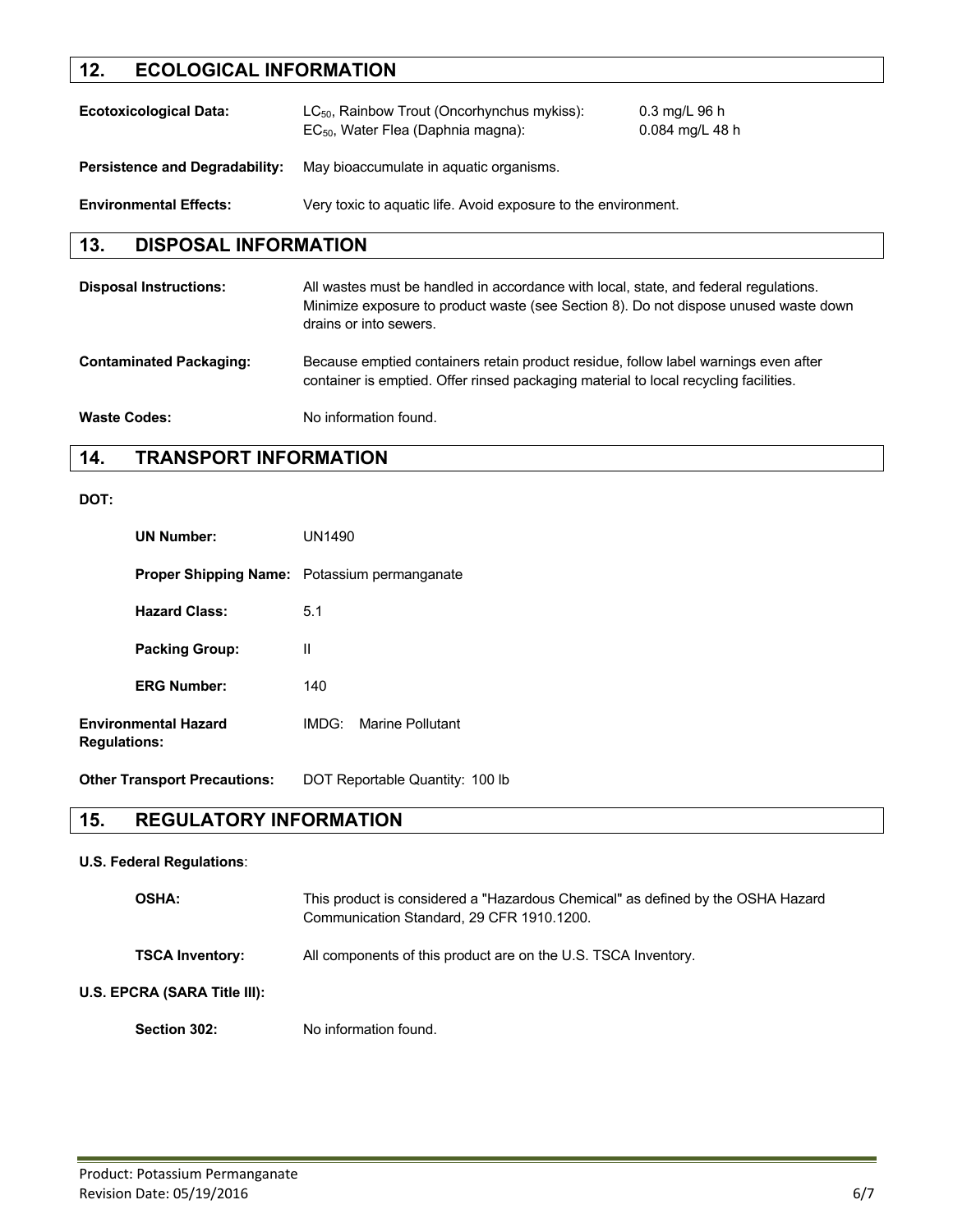## 12. ECOLOGICAL INFORMATION

| | | |
|---|---|---|
| **Ecotoxicological Data:** | $LC_{50}$, Rainbow Trout (Oncorhynchus mykiss): | 0.3 mg/L 96 h |
| | $EC_{50}$, Water Flea (Daphnia magna): | 0.084 mg/L 48 h |

**Persistence and Degradability:** May bioaccumulate in aquatic organisms.

**Environmental Effects:** Very toxic to aquatic life. Avoid exposure to the environment.

## 13. DISPOSAL INFORMATION

**Disposal Instructions:** All wastes must be handled in accordance with local, state, and federal regulations. Minimize exposure to product waste (see Section 8). Do not dispose unused waste down drains or into sewers.

**Contaminated Packaging:** Because emptied containers retain product residue, follow label warnings even after container is emptied. Offer rinsed packaging material to local recycling facilities.

**Waste Codes:** No information found.

## 14. TRANSPORT INFORMATION

**DOT:**

**UN Number:** UN1490

**Proper Shipping Name:** Potassium permanganate

**Hazard Class:** 5.1

**Packing Group:** II

**ERG Number:** 140

**Environmental Hazard Regulations:** IMDG: Marine Pollutant

**Other Transport Precautions:** DOT Reportable Quantity: 100 lb

## 15. REGULATORY INFORMATION

**U.S. Federal Regulations**:

**OSHA:** This product is considered a "Hazardous Chemical" as defined by the OSHA Hazard Communication Standard, 29 CFR 1910.1200.

**TSCA Inventory:** All components of this product are on the U.S. TSCA Inventory.

**U.S. EPCRA (SARA Title III):**

**Section 302:** No information found.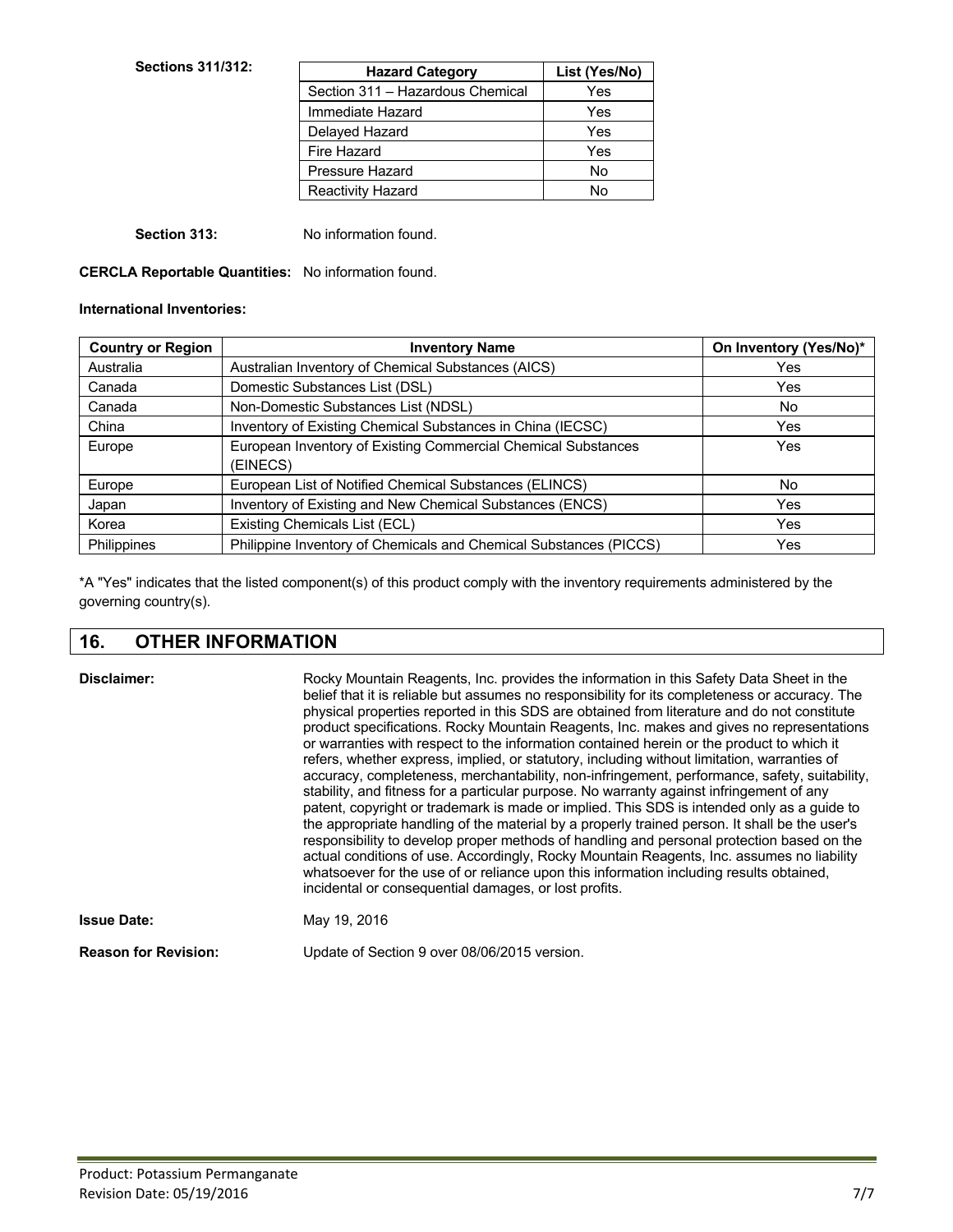**Sections 311/312:**

| Hazard Category | List (Yes/No) |
|---|---|
| Section 311 – Hazardous Chemical | Yes |
| Immediate Hazard | Yes |
| Delayed Hazard | Yes |
| Fire Hazard | Yes |
| Pressure Hazard | No |
| Reactivity Hazard | No |

**Section 313:** No information found.

**CERCLA Reportable Quantities:** No information found.

**International Inventories:**

| Country or Region | Inventory Name | On Inventory (Yes/No)* |
|---|---|---|
| Australia | Australian Inventory of Chemical Substances (AICS) | Yes |
| Canada | Domestic Substances List (DSL) | Yes |
| Canada | Non-Domestic Substances List (NDSL) | No |
| China | Inventory of Existing Chemical Substances in China (IECSC) | Yes |
| Europe | European Inventory of Existing Commercial Chemical Substances (EINECS) | Yes |
| Europe | European List of Notified Chemical Substances (ELINCS) | No |
| Japan | Inventory of Existing and New Chemical Substances (ENCS) | Yes |
| Korea | Existing Chemicals List (ECL) | Yes |
| Philippines | Philippine Inventory of Chemicals and Chemical Substances (PICCS) | Yes |

*A "Yes" indicates that the listed component(s) of this product comply with the inventory requirements administered by the governing country(s).

## 16. OTHER INFORMATION

**Disclaimer:** Rocky Mountain Reagents, Inc. provides the information in this Safety Data Sheet in the belief that it is reliable but assumes no responsibility for its completeness or accuracy. The physical properties reported in this SDS are obtained from literature and do not constitute product specifications. Rocky Mountain Reagents, Inc. makes and gives no representations or warranties with respect to the information contained herein or the product to which it refers, whether express, implied, or statutory, including without limitation, warranties of accuracy, completeness, merchantability, non-infringement, performance, safety, suitability, stability, and fitness for a particular purpose. No warranty against infringement of any patent, copyright or trademark is made or implied. This SDS is intended only as a guide to the appropriate handling of the material by a properly trained person. It shall be the user's responsibility to develop proper methods of handling and personal protection based on the actual conditions of use. Accordingly, Rocky Mountain Reagents, Inc. assumes no liability whatsoever for the use of or reliance upon this information including results obtained, incidental or consequential damages, or lost profits.

**Issue Date:** May 19, 2016

**Reason for Revision:** Update of Section 9 over 08/06/2015 version.